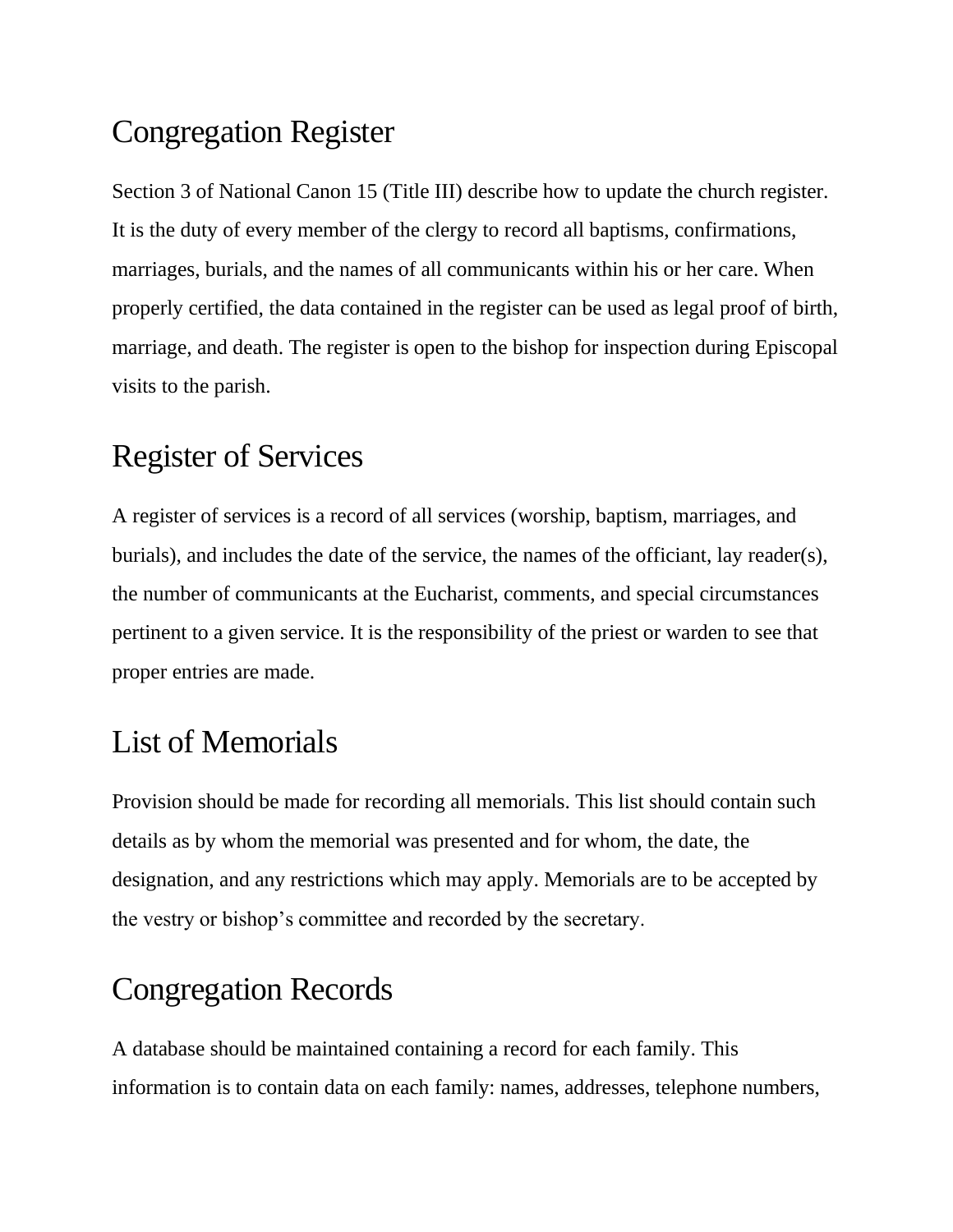# Congregation Register

Section 3 of National Canon 15 (Title III) describe how to update the church register. It is the duty of every member of the clergy to record all baptisms, confirmations, marriages, burials, and the names of all communicants within his or her care. When properly certified, the data contained in the register can be used as legal proof of birth, marriage, and death. The register is open to the bishop for inspection during Episcopal visits to the parish.

# Register of Services

A register of services is a record of all services (worship, baptism, marriages, and burials), and includes the date of the service, the names of the officiant, lay reader(s), the number of communicants at the Eucharist, comments, and special circumstances pertinent to a given service. It is the responsibility of the priest or warden to see that proper entries are made.

# List of Memorials

Provision should be made for recording all memorials. This list should contain such details as by whom the memorial was presented and for whom, the date, the designation, and any restrictions which may apply. Memorials are to be accepted by the vestry or bishop's committee and recorded by the secretary.

# Congregation Records

A database should be maintained containing a record for each family. This information is to contain data on each family: names, addresses, telephone numbers,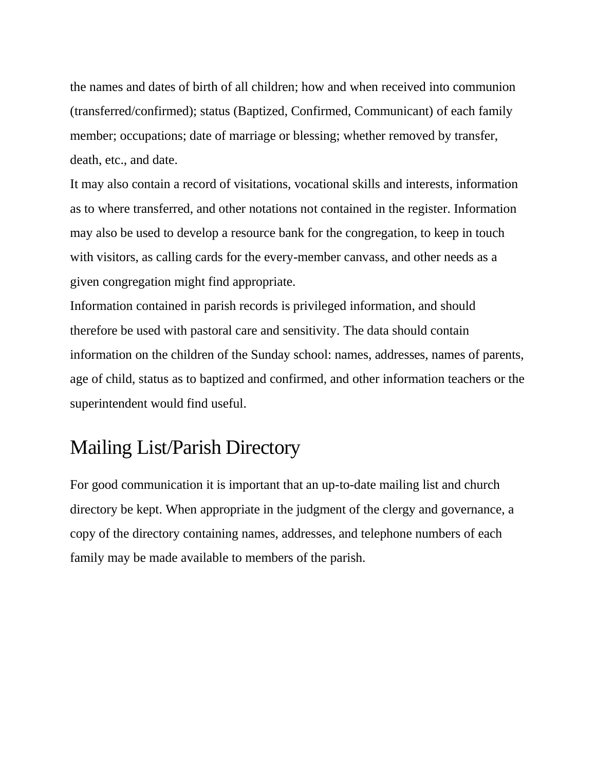the names and dates of birth of all children; how and when received into communion (transferred/confirmed); status (Baptized, Confirmed, Communicant) of each family member; occupations; date of marriage or blessing; whether removed by transfer, death, etc., and date.

It may also contain a record of visitations, vocational skills and interests, information as to where transferred, and other notations not contained in the register. Information may also be used to develop a resource bank for the congregation, to keep in touch with visitors, as calling cards for the every-member canvass, and other needs as a given congregation might find appropriate.

Information contained in parish records is privileged information, and should therefore be used with pastoral care and sensitivity. The data should contain information on the children of the Sunday school: names, addresses, names of parents, age of child, status as to baptized and confirmed, and other information teachers or the superintendent would find useful.

## Mailing List/Parish Directory

For good communication it is important that an up-to-date mailing list and church directory be kept. When appropriate in the judgment of the clergy and governance, a copy of the directory containing names, addresses, and telephone numbers of each family may be made available to members of the parish.